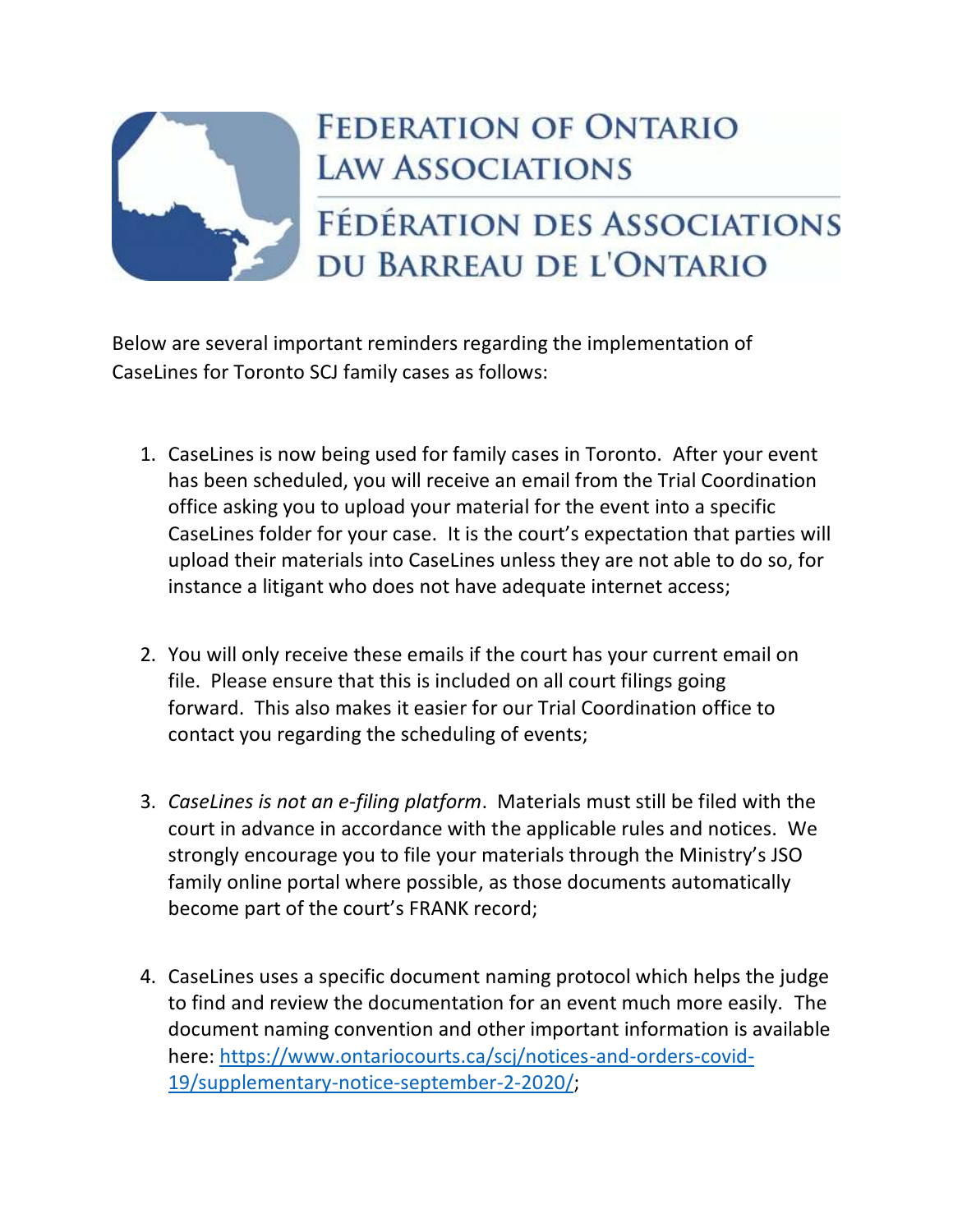# Federation of Ontario Law Associations

# Fédération des Associations du Barreau de l'Ontario

Below are several important reminders regarding the implementation of CaseLines for Toronto SCJ family cases as follows:

1. CaseLines is now being used for family cases in Toronto. After your event has been scheduled, you will receive an email from the Trial Coordination office asking you to upload your material for the event into a specific CaseLines folder for your case. It is the court's expectation that parties will upload their materials into CaseLines unless they are not able to do so, for instance a litigant who does not have adequate internet access;

2. You will only receive these emails if the court has your current email on file. Please ensure that this is included on all court filings going forward. This also makes it easier for our Trial Coordination office to contact you regarding the scheduling of events;

3. *CaseLines is not an e-filing platform*. Materials must still be filed with the court in advance in accordance with the applicable rules and notices. We strongly encourage you to file your materials through the Ministry's JSO family online portal where possible, as those documents automatically become part of the court's FRANK record;

4. CaseLines uses a specific document naming protocol which helps the judge to find and review the documentation for an event much more easily. The document naming convention and other important information is available here: [https://www.ontariocourts.ca/scj/notices-and-orders-covid-19/supplementary-notice-september-2-2020/](https://www.ontariocourts.ca/scj/notices-and-orders-covid-19/supplementary-notice-september-2-2020/);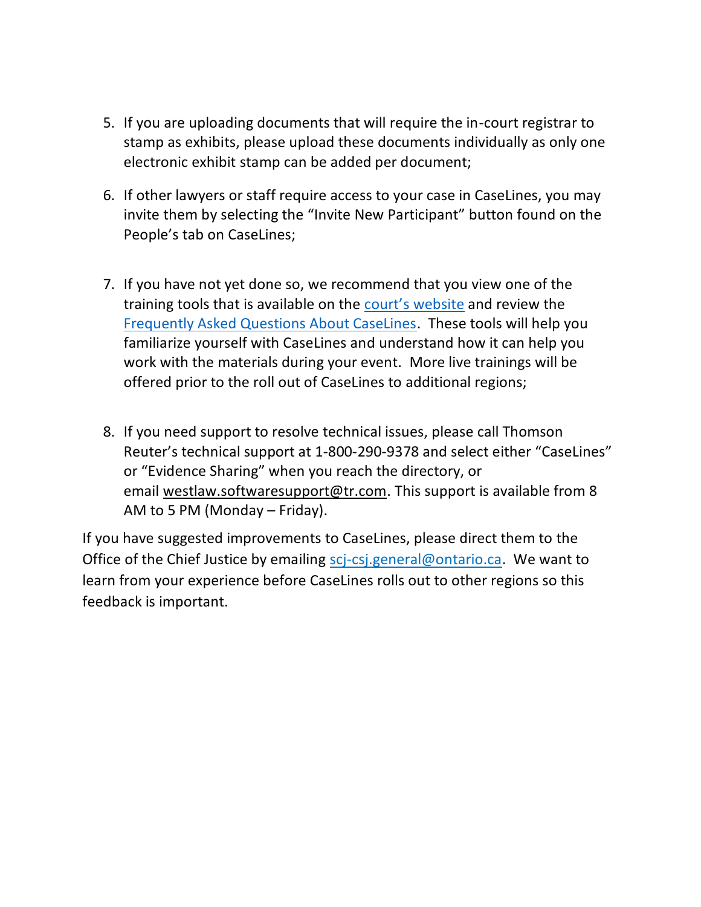5. If you are uploading documents that will require the in-court registrar to stamp as exhibits, please upload these documents individually as only one electronic exhibit stamp can be added per document;

6. If other lawyers or staff require access to your case in CaseLines, you may invite them by selecting the "Invite New Participant" button found on the People's tab on CaseLines;

7. If you have not yet done so, we recommend that you view one of the training tools that is available on the [court's website]() and review the [Frequently Asked Questions About CaseLines](). These tools will help you familiarize yourself with CaseLines and understand how it can help you work with the materials during your event. More live trainings will be offered prior to the roll out of CaseLines to additional regions;

8. If you need support to resolve technical issues, please call Thomson Reuter's technical support at 1-800-290-9378 and select either "CaseLines" or "Evidence Sharing" when you reach the directory, or email westlaw.softwaresupport@tr.com. This support is available from 8 AM to 5 PM (Monday – Friday).

If you have suggested improvements to CaseLines, please direct them to the Office of the Chief Justice by emailing scj-csj.general@ontario.ca. We want to learn from your experience before CaseLines rolls out to other regions so this feedback is important.